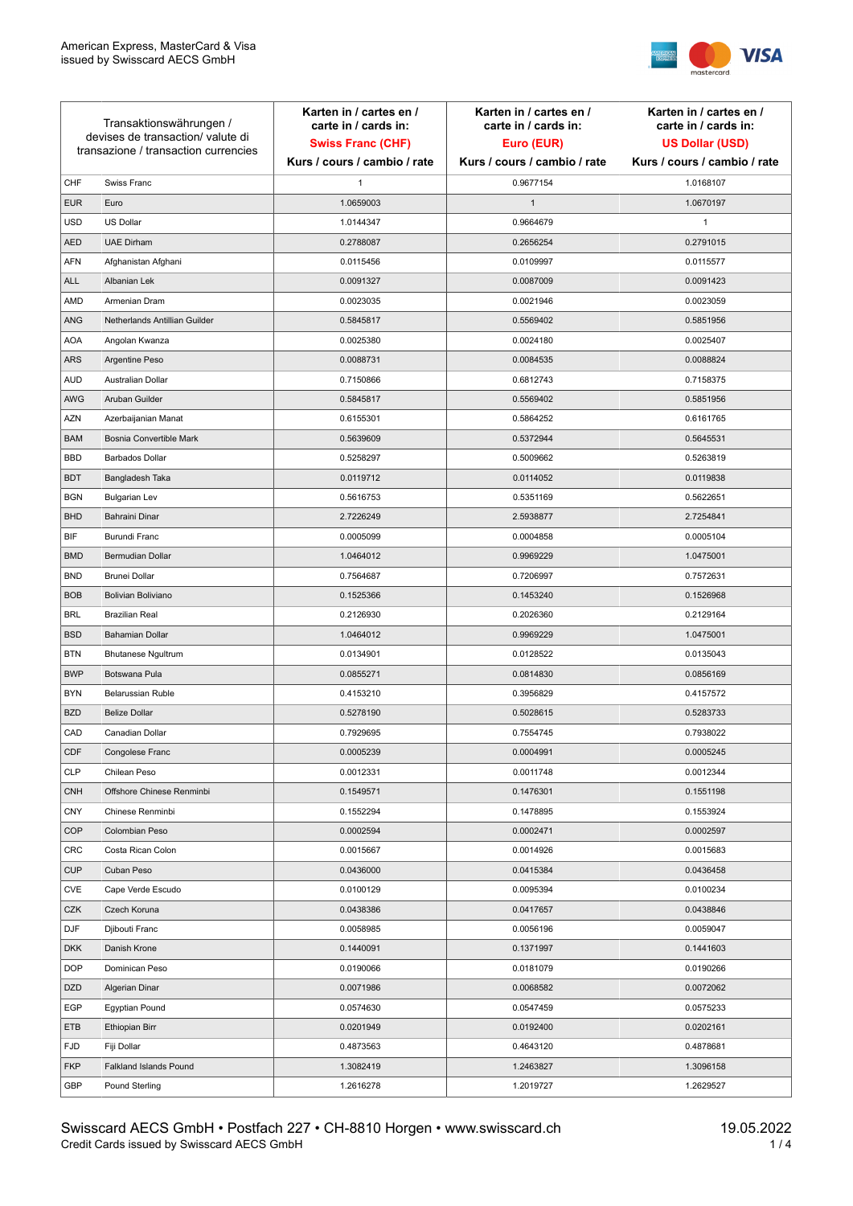American Express, MasterCard & Visa
issued by Swisscard AECS GmbH

| Transaktionswährungen / devises de transaction/ valute di transazione / transaction currencies | | Karten in / cartes en / carte in / cards in: **Swiss Franc (CHF)** Kurs / cours / cambio / rate | Karten in / cartes en / carte in / cards in: **Euro (EUR)** Kurs / cours / cambio / rate | Karten in / cartes en / carte in / cards in: **US Dollar (USD)** Kurs / cours / cambio / rate |
|---|---|---|---|---|
| CHF | Swiss Franc | 1 | 0.9677154 | 1.0168107 |
| EUR | Euro | 1.0659003 | 1 | 1.0670197 |
| USD | US Dollar | 1.0144347 | 0.9664679 | 1 |
| AED | UAE Dirham | 0.2788087 | 0.2656254 | 0.2791015 |
| AFN | Afghanistan Afghani | 0.0115456 | 0.0109997 | 0.0115577 |
| ALL | Albanian Lek | 0.0091327 | 0.0087009 | 0.0091423 |
| AMD | Armenian Dram | 0.0023035 | 0.0021946 | 0.0023059 |
| ANG | Netherlands Antillian Guilder | 0.5845817 | 0.5569402 | 0.5851956 |
| AOA | Angolan Kwanza | 0.0025380 | 0.0024180 | 0.0025407 |
| ARS | Argentine Peso | 0.0088731 | 0.0084535 | 0.0088824 |
| AUD | Australian Dollar | 0.7150866 | 0.6812743 | 0.7158375 |
| AWG | Aruban Guilder | 0.5845817 | 0.5569402 | 0.5851956 |
| AZN | Azerbaijanian Manat | 0.6155301 | 0.5864252 | 0.6161765 |
| BAM | Bosnia Convertible Mark | 0.5639609 | 0.5372944 | 0.5645531 |
| BBD | Barbados Dollar | 0.5258297 | 0.5009662 | 0.5263819 |
| BDT | Bangladesh Taka | 0.0119712 | 0.0114052 | 0.0119838 |
| BGN | Bulgarian Lev | 0.5616753 | 0.5351169 | 0.5622651 |
| BHD | Bahraini Dinar | 2.7226249 | 2.5938877 | 2.7254841 |
| BIF | Burundi Franc | 0.0005099 | 0.0004858 | 0.0005104 |
| BMD | Bermudian Dollar | 1.0464012 | 0.9969229 | 1.0475001 |
| BND | Brunei Dollar | 0.7564687 | 0.7206997 | 0.7572631 |
| BOB | Bolivian Boliviano | 0.1525366 | 0.1453240 | 0.1526968 |
| BRL | Brazilian Real | 0.2126930 | 0.2026360 | 0.2129164 |
| BSD | Bahamian Dollar | 1.0464012 | 0.9969229 | 1.0475001 |
| BTN | Bhutanese Ngultrum | 0.0134901 | 0.0128522 | 0.0135043 |
| BWP | Botswana Pula | 0.0855271 | 0.0814830 | 0.0856169 |
| BYN | Belarussian Ruble | 0.4153210 | 0.3956829 | 0.4157572 |
| BZD | Belize Dollar | 0.5278190 | 0.5028615 | 0.5283733 |
| CAD | Canadian Dollar | 0.7929695 | 0.7554745 | 0.7938022 |
| CDF | Congolese Franc | 0.0005239 | 0.0004991 | 0.0005245 |
| CLP | Chilean Peso | 0.0012331 | 0.0011748 | 0.0012344 |
| CNH | Offshore Chinese Renminbi | 0.1549571 | 0.1476301 | 0.1551198 |
| CNY | Chinese Renminbi | 0.1552294 | 0.1478895 | 0.1553924 |
| COP | Colombian Peso | 0.0002594 | 0.0002471 | 0.0002597 |
| CRC | Costa Rican Colon | 0.0015667 | 0.0014926 | 0.0015683 |
| CUP | Cuban Peso | 0.0436000 | 0.0415384 | 0.0436458 |
| CVE | Cape Verde Escudo | 0.0100129 | 0.0095394 | 0.0100234 |
| CZK | Czech Koruna | 0.0438386 | 0.0417657 | 0.0438846 |
| DJF | Djibouti Franc | 0.0058985 | 0.0056196 | 0.0059047 |
| DKK | Danish Krone | 0.1440091 | 0.1371997 | 0.1441603 |
| DOP | Dominican Peso | 0.0190066 | 0.0181079 | 0.0190266 |
| DZD | Algerian Dinar | 0.0071986 | 0.0068582 | 0.0072062 |
| EGP | Egyptian Pound | 0.0574630 | 0.0547459 | 0.0575233 |
| ETB | Ethiopian Birr | 0.0201949 | 0.0192400 | 0.0202161 |
| FJD | Fiji Dollar | 0.4873563 | 0.4643120 | 0.4878681 |
| FKP | Falkland Islands Pound | 1.3082419 | 1.2463827 | 1.3096158 |
| GBP | Pound Sterling | 1.2616278 | 1.2019727 | 1.2629527 |

Swisscard AECS GmbH • Postfach 227 • CH-8810 Horgen • www.swisscard.ch
Credit Cards issued by Swisscard AECS GmbH

19.05.2022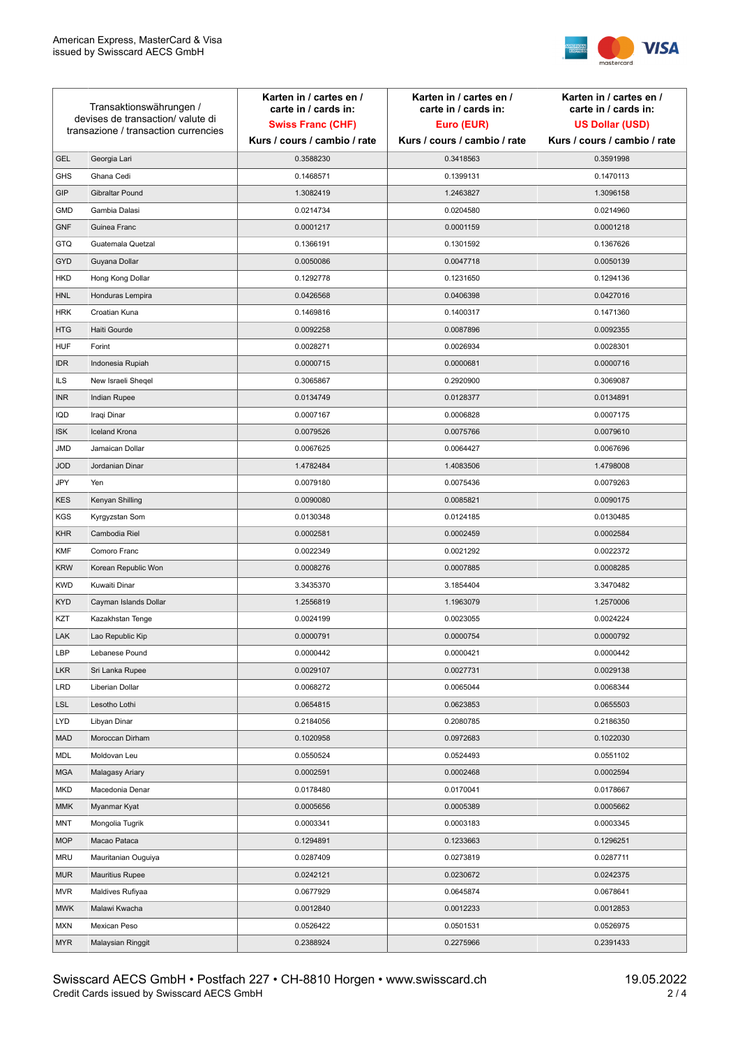| Transaktionswährungen / devises de transaction/ valute di transazione / transaction currencies | | Karten in / cartes en / carte in / cards in: **Swiss Franc (CHF)** Kurs / cours / cambio / rate | Karten in / cartes en / carte in / cards in: **Euro (EUR)** Kurs / cours / cambio / rate | Karten in / cartes en / carte in / cards in: **US Dollar (USD)** Kurs / cours / cambio / rate |
|---|---|---|---|---|
| GEL | Georgia Lari | 0.3588230 | 0.3418563 | 0.3591998 |
| GHS | Ghana Cedi | 0.1468571 | 0.1399131 | 0.1470113 |
| GIP | Gibraltar Pound | 1.3082419 | 1.2463827 | 1.3096158 |
| GMD | Gambia Dalasi | 0.0214734 | 0.0204580 | 0.0214960 |
| GNF | Guinea Franc | 0.0001217 | 0.0001159 | 0.0001218 |
| GTQ | Guatemala Quetzal | 0.1366191 | 0.1301592 | 0.1367626 |
| GYD | Guyana Dollar | 0.0050086 | 0.0047718 | 0.0050139 |
| HKD | Hong Kong Dollar | 0.1292778 | 0.1231650 | 0.1294136 |
| HNL | Honduras Lempira | 0.0426568 | 0.0406398 | 0.0427016 |
| HRK | Croatian Kuna | 0.1469816 | 0.1400317 | 0.1471360 |
| HTG | Haiti Gourde | 0.0092258 | 0.0087896 | 0.0092355 |
| HUF | Forint | 0.0028271 | 0.0026934 | 0.0028301 |
| IDR | Indonesia Rupiah | 0.0000715 | 0.0000681 | 0.0000716 |
| ILS | New Israeli Sheqel | 0.3065867 | 0.2920900 | 0.3069087 |
| INR | Indian Rupee | 0.0134749 | 0.0128377 | 0.0134891 |
| IQD | Iraqi Dinar | 0.0007167 | 0.0006828 | 0.0007175 |
| ISK | Iceland Krona | 0.0079526 | 0.0075766 | 0.0079610 |
| JMD | Jamaican Dollar | 0.0067625 | 0.0064427 | 0.0067696 |
| JOD | Jordanian Dinar | 1.4782484 | 1.4083506 | 1.4798008 |
| JPY | Yen | 0.0079180 | 0.0075436 | 0.0079263 |
| KES | Kenyan Shilling | 0.0090080 | 0.0085821 | 0.0090175 |
| KGS | Kyrgyzstan Som | 0.0130348 | 0.0124185 | 0.0130485 |
| KHR | Cambodia Riel | 0.0002581 | 0.0002459 | 0.0002584 |
| KMF | Comoro Franc | 0.0022349 | 0.0021292 | 0.0022372 |
| KRW | Korean Republic Won | 0.0008276 | 0.0007885 | 0.0008285 |
| KWD | Kuwaiti Dinar | 3.3435370 | 3.1854404 | 3.3470482 |
| KYD | Cayman Islands Dollar | 1.2556819 | 1.1963079 | 1.2570006 |
| KZT | Kazakhstan Tenge | 0.0024199 | 0.0023055 | 0.0024224 |
| LAK | Lao Republic Kip | 0.0000791 | 0.0000754 | 0.0000792 |
| LBP | Lebanese Pound | 0.0000442 | 0.0000421 | 0.0000442 |
| LKR | Sri Lanka Rupee | 0.0029107 | 0.0027731 | 0.0029138 |
| LRD | Liberian Dollar | 0.0068272 | 0.0065044 | 0.0068344 |
| LSL | Lesotho Lothi | 0.0654815 | 0.0623853 | 0.0655503 |
| LYD | Libyan Dinar | 0.2184056 | 0.2080785 | 0.2186350 |
| MAD | Moroccan Dirham | 0.1020958 | 0.0972683 | 0.1022030 |
| MDL | Moldovan Leu | 0.0550524 | 0.0524493 | 0.0551102 |
| MGA | Malagasy Ariary | 0.0002591 | 0.0002468 | 0.0002594 |
| MKD | Macedonia Denar | 0.0178480 | 0.0170041 | 0.0178667 |
| MMK | Myanmar Kyat | 0.0005656 | 0.0005389 | 0.0005662 |
| MNT | Mongolia Tugrik | 0.0003341 | 0.0003183 | 0.0003345 |
| MOP | Macao Pataca | 0.1294891 | 0.1233663 | 0.1296251 |
| MRU | Mauritanian Ouguiya | 0.0287409 | 0.0273819 | 0.0287711 |
| MUR | Mauritius Rupee | 0.0242121 | 0.0230672 | 0.0242375 |
| MVR | Maldives Rufiyaa | 0.0677929 | 0.0645874 | 0.0678641 |
| MWK | Malawi Kwacha | 0.0012840 | 0.0012233 | 0.0012853 |
| MXN | Mexican Peso | 0.0526422 | 0.0501531 | 0.0526975 |
| MYR | Malaysian Ringgit | 0.2388924 | 0.2275966 | 0.2391433 |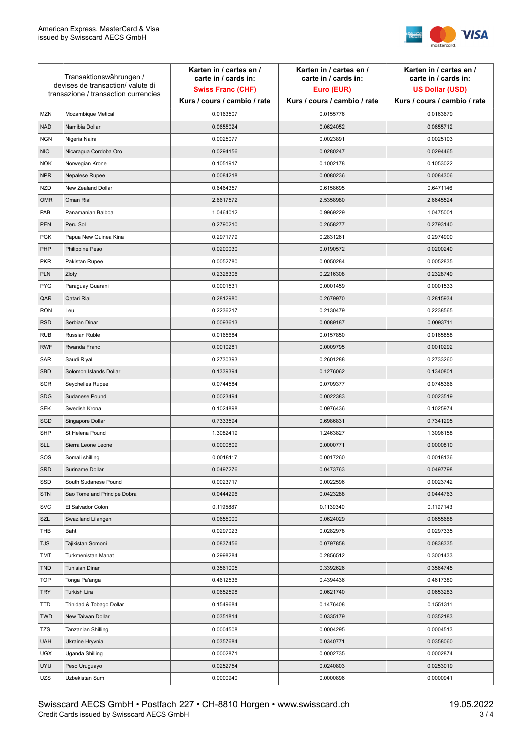| Transaktionswährungen / devises de transaction/ valute di transazione / transaction currencies | | Karten in / cartes en / carte in / cards in: **Swiss Franc (CHF)** Kurs / cours / cambio / rate | Karten in / cartes en / carte in / cards in: **Euro (EUR)** Kurs / cours / cambio / rate | Karten in / cartes en / carte in / cards in: **US Dollar (USD)** Kurs / cours / cambio / rate |
|---|---|---|---|---|
| MZN | Mozambique Metical | 0.0163507 | 0.0155776 | 0.0163679 |
| NAD | Namibia Dollar | 0.0655024 | 0.0624052 | 0.0655712 |
| NGN | Nigeria Naira | 0.0025077 | 0.0023891 | 0.0025103 |
| NIO | Nicaragua Cordoba Oro | 0.0294156 | 0.0280247 | 0.0294465 |
| NOK | Norwegian Krone | 0.1051917 | 0.1002178 | 0.1053022 |
| NPR | Nepalese Rupee | 0.0084218 | 0.0080236 | 0.0084306 |
| NZD | New Zealand Dollar | 0.6464357 | 0.6158695 | 0.6471146 |
| OMR | Oman Rial | 2.6617572 | 2.5358980 | 2.6645524 |
| PAB | Panamanian Balboa | 1.0464012 | 0.9969229 | 1.0475001 |
| PEN | Peru Sol | 0.2790210 | 0.2658277 | 0.2793140 |
| PGK | Papua New Guinea Kina | 0.2971779 | 0.2831261 | 0.2974900 |
| PHP | Philippine Peso | 0.0200030 | 0.0190572 | 0.0200240 |
| PKR | Pakistan Rupee | 0.0052780 | 0.0050284 | 0.0052835 |
| PLN | Zloty | 0.2326306 | 0.2216308 | 0.2328749 |
| PYG | Paraguay Guarani | 0.0001531 | 0.0001459 | 0.0001533 |
| QAR | Qatari Rial | 0.2812980 | 0.2679970 | 0.2815934 |
| RON | Leu | 0.2236217 | 0.2130479 | 0.2238565 |
| RSD | Serbian Dinar | 0.0093613 | 0.0089187 | 0.0093711 |
| RUB | Russian Ruble | 0.0165684 | 0.0157850 | 0.0165858 |
| RWF | Rwanda Franc | 0.0010281 | 0.0009795 | 0.0010292 |
| SAR | Saudi Riyal | 0.2730393 | 0.2601288 | 0.2733260 |
| SBD | Solomon Islands Dollar | 0.1339394 | 0.1276062 | 0.1340801 |
| SCR | Seychelles Rupee | 0.0744584 | 0.0709377 | 0.0745366 |
| SDG | Sudanese Pound | 0.0023494 | 0.0022383 | 0.0023519 |
| SEK | Swedish Krona | 0.1024898 | 0.0976436 | 0.1025974 |
| SGD | Singapore Dollar | 0.7333594 | 0.6986831 | 0.7341295 |
| SHP | St Helena Pound | 1.3082419 | 1.2463827 | 1.3096158 |
| SLL | Sierra Leone Leone | 0.0000809 | 0.0000771 | 0.0000810 |
| SOS | Somali shilling | 0.0018117 | 0.0017260 | 0.0018136 |
| SRD | Suriname Dollar | 0.0497276 | 0.0473763 | 0.0497798 |
| SSD | South Sudanese Pound | 0.0023717 | 0.0022596 | 0.0023742 |
| STN | Sao Tome and Principe Dobra | 0.0444296 | 0.0423288 | 0.0444763 |
| SVC | El Salvador Colon | 0.1195887 | 0.1139340 | 0.1197143 |
| SZL | Swaziland Lilangeni | 0.0655000 | 0.0624029 | 0.0655688 |
| THB | Baht | 0.0297023 | 0.0282978 | 0.0297335 |
| TJS | Tajikistan Somoni | 0.0837456 | 0.0797858 | 0.0838335 |
| TMT | Turkmenistan Manat | 0.2998284 | 0.2856512 | 0.3001433 |
| TND | Tunisian Dinar | 0.3561005 | 0.3392626 | 0.3564745 |
| TOP | Tonga Pa'anga | 0.4612536 | 0.4394436 | 0.4617380 |
| TRY | Turkish Lira | 0.0652598 | 0.0621740 | 0.0653283 |
| TTD | Trinidad & Tobago Dollar | 0.1549684 | 0.1476408 | 0.1551311 |
| TWD | New Taiwan Dollar | 0.0351814 | 0.0335179 | 0.0352183 |
| TZS | Tanzanian Shilling | 0.0004508 | 0.0004295 | 0.0004513 |
| UAH | Ukraine Hryvnia | 0.0357684 | 0.0340771 | 0.0358060 |
| UGX | Uganda Shilling | 0.0002871 | 0.0002735 | 0.0002874 |
| UYU | Peso Uruguayo | 0.0252754 | 0.0240803 | 0.0253019 |
| UZS | Uzbekistan Sum | 0.0000940 | 0.0000896 | 0.0000941 |

Swisscard AECS GmbH • Postfach 227 • CH-8810 Horgen • www.swisscard.ch
Credit Cards issued by Swisscard AECS GmbH

19.05.2022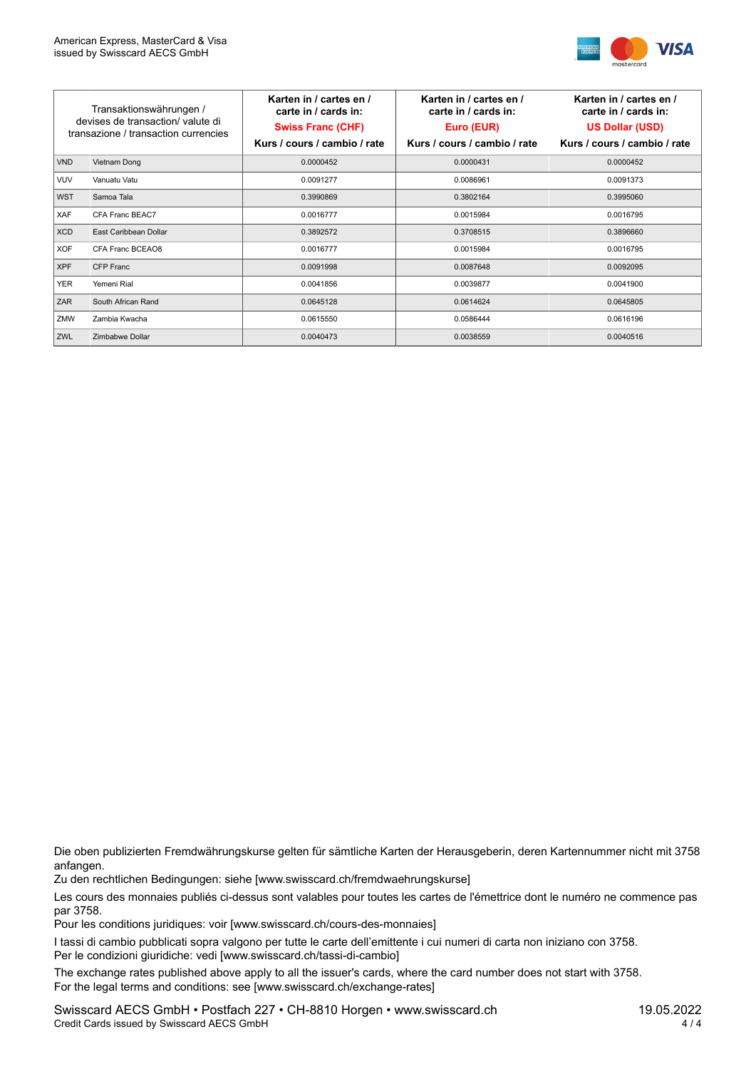| Transaktionswährungen / devises de transaction/ valute di transazione / transaction currencies | | Karten in / cartes en / carte in / cards in: **Swiss Franc (CHF)** Kurs / cours / cambio / rate | Karten in / cartes en / carte in / cards in: **Euro (EUR)** Kurs / cours / cambio / rate | Karten in / cartes en / carte in / cards in: **US Dollar (USD)** Kurs / cours / cambio / rate |
|---|---|---|---|---|
| VND | Vietnam Dong | 0.0000452 | 0.0000431 | 0.0000452 |
| VUV | Vanuatu Vatu | 0.0091277 | 0.0086961 | 0.0091373 |
| WST | Samoa Tala | 0.3990869 | 0.3802164 | 0.3995060 |
| XAF | CFA Franc BEAC7 | 0.0016777 | 0.0015984 | 0.0016795 |
| XCD | East Caribbean Dollar | 0.3892572 | 0.3708515 | 0.3896660 |
| XOF | CFA Franc BCEAO8 | 0.0016777 | 0.0015984 | 0.0016795 |
| XPF | CFP Franc | 0.0091998 | 0.0087648 | 0.0092095 |
| YER | Yemeni Rial | 0.0041856 | 0.0039877 | 0.0041900 |
| ZAR | South African Rand | 0.0645128 | 0.0614624 | 0.0645805 |
| ZMW | Zambia Kwacha | 0.0615550 | 0.0586444 | 0.0616196 |
| ZWL | Zimbabwe Dollar | 0.0040473 | 0.0038559 | 0.0040516 |

Die oben publizierten Fremdwährungskurse gelten für sämtliche Karten der Herausgeberin, deren Kartennummer nicht mit 3758 anfangen.
Zu den rechtlichen Bedingungen: siehe [www.swisscard.ch/fremdwaehrungskurse]

Les cours des monnaies publiés ci-dessus sont valables pour toutes les cartes de l'émettrice dont le numéro ne commence pas par 3758.
Pour les conditions juridiques: voir [www.swisscard.ch/cours-des-monnaies]

I tassi di cambio pubblicati sopra valgono per tutte le carte dell'emittente i cui numeri di carta non iniziano con 3758.
Per le condizioni giuridiche: vedi [www.swisscard.ch/tassi-di-cambio]

The exchange rates published above apply to all the issuer's cards, where the card number does not start with 3758.
For the legal terms and conditions: see [www.swisscard.ch/exchange-rates]

Swisscard AECS GmbH • Postfach 227 • CH-8810 Horgen • www.swisscard.ch
Credit Cards issued by Swisscard AECS GmbH

19.05.2022